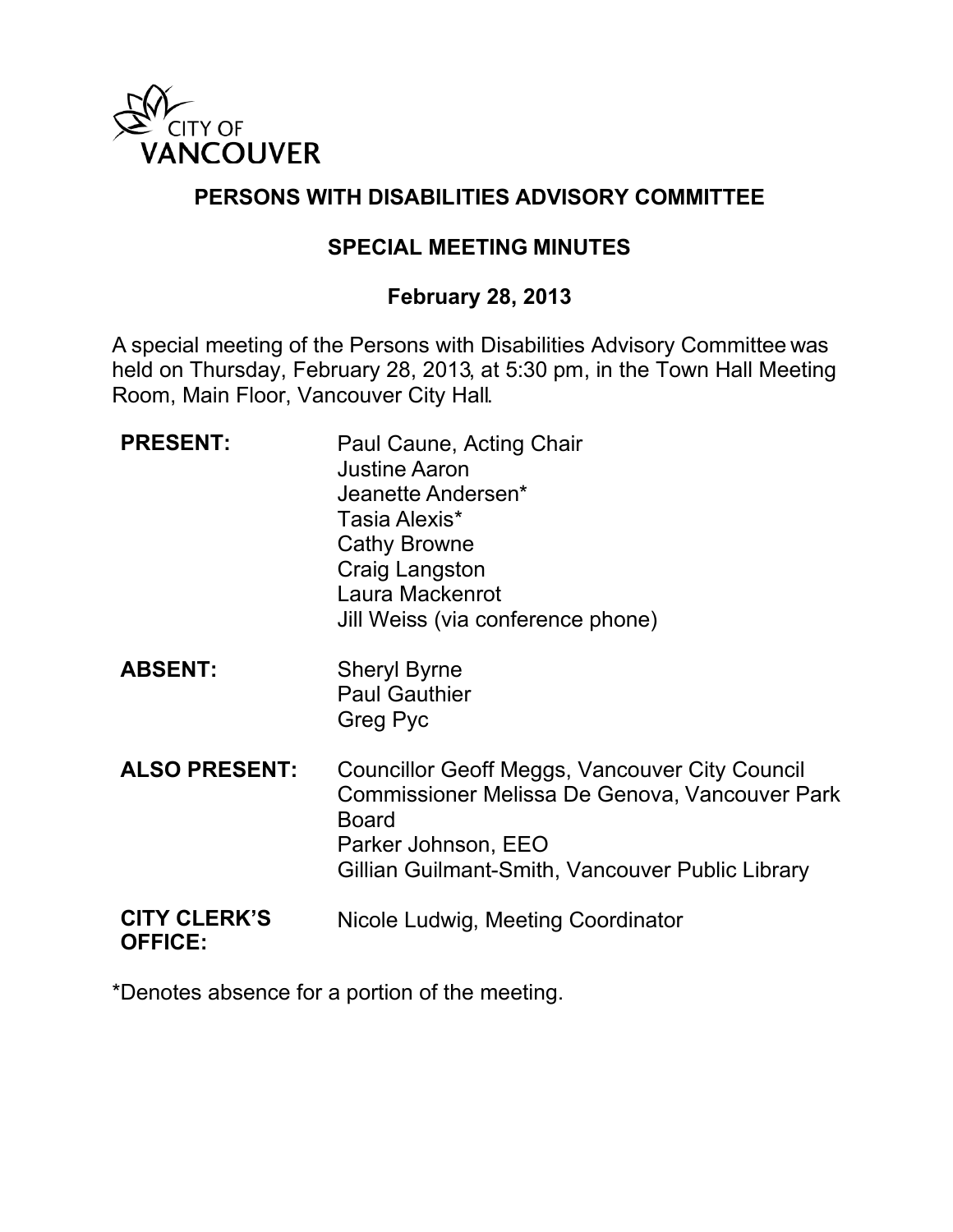CITY OF VANCOUVER

# PERSONS WITH DISABILITIES ADVISORY COMMITTEE

## SPECIAL MEETING MINUTES

**February 28, 2013**

A special meeting of the Persons with Disabilities Advisory Committee was held on Thursday, February 28, 2013, at 5:30 pm, in the Town Hall Meeting Room, Main Floor, Vancouver City Hall.

**PRESENT:**
Paul Caune, Acting Chair
Justine Aaron
Jeanette Andersen*
Tasia Alexis*
Cathy Browne
Craig Langston
Laura Mackenrot
Jill Weiss (via conference phone)

**ABSENT:**
Sheryl Byrne
Paul Gauthier
Greg Pyc

**ALSO PRESENT:**
Councillor Geoff Meggs, Vancouver City Council
Commissioner Melissa De Genova, Vancouver Park Board
Parker Johnson, EEO
Gillian Guilmant-Smith, Vancouver Public Library

**CITY CLERK'S OFFICE:**
Nicole Ludwig, Meeting Coordinator

*Denotes absence for a portion of the meeting.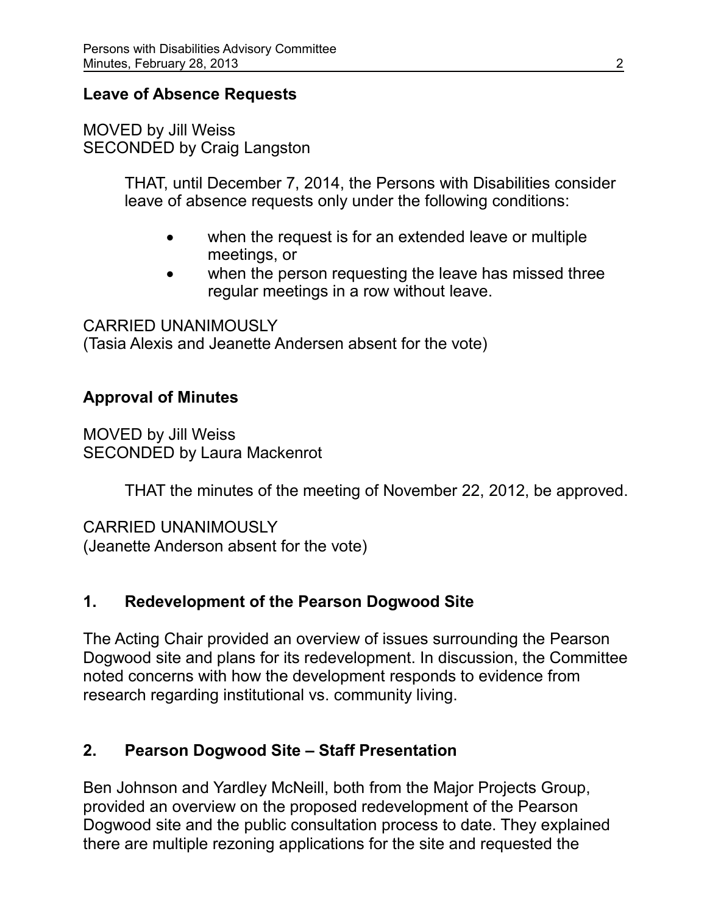**Leave of Absence Requests**

MOVED by Jill Weiss
SECONDED by Craig Langston

> THAT, until December 7, 2014, the Persons with Disabilities consider leave of absence requests only under the following conditions:
>
> - when the request is for an extended leave or multiple meetings, or
> - when the person requesting the leave has missed three regular meetings in a row without leave.

CARRIED UNANIMOUSLY
(Tasia Alexis and Jeanette Andersen absent for the vote)

**Approval of Minutes**

MOVED by Jill Weiss
SECONDED by Laura Mackenrot

> THAT the minutes of the meeting of November 22, 2012, be approved.

CARRIED UNANIMOUSLY
(Jeanette Anderson absent for the vote)

**1. Redevelopment of the Pearson Dogwood Site**

The Acting Chair provided an overview of issues surrounding the Pearson Dogwood site and plans for its redevelopment. In discussion, the Committee noted concerns with how the development responds to evidence from research regarding institutional vs. community living.

**2. Pearson Dogwood Site – Staff Presentation**

Ben Johnson and Yardley McNeill, both from the Major Projects Group, provided an overview on the proposed redevelopment of the Pearson Dogwood site and the public consultation process to date. They explained there are multiple rezoning applications for the site and requested the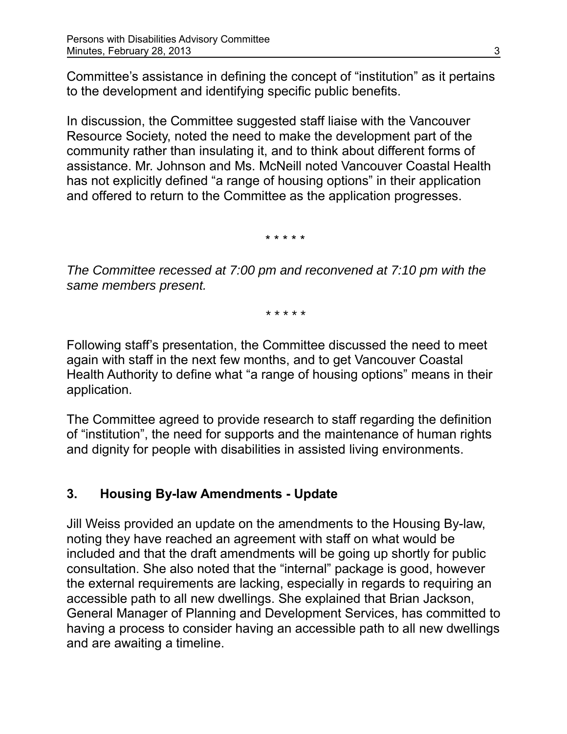Committee's assistance in defining the concept of "institution" as it pertains to the development and identifying specific public benefits.

In discussion, the Committee suggested staff liaise with the Vancouver Resource Society, noted the need to make the development part of the community rather than insulating it, and to think about different forms of assistance. Mr. Johnson and Ms. McNeill noted Vancouver Coastal Health has not explicitly defined "a range of housing options" in their application and offered to return to the Committee as the application progresses.

\* \* \* \* \*

*The Committee recessed at 7:00 pm and reconvened at 7:10 pm with the same members present.*

\* \* \* \* \*

Following staff's presentation, the Committee discussed the need to meet again with staff in the next few months, and to get Vancouver Coastal Health Authority to define what "a range of housing options" means in their application.

The Committee agreed to provide research to staff regarding the definition of "institution", the need for supports and the maintenance of human rights and dignity for people with disabilities in assisted living environments.

## 3. Housing By-law Amendments - Update

Jill Weiss provided an update on the amendments to the Housing By-law, noting they have reached an agreement with staff on what would be included and that the draft amendments will be going up shortly for public consultation. She also noted that the "internal" package is good, however the external requirements are lacking, especially in regards to requiring an accessible path to all new dwellings. She explained that Brian Jackson, General Manager of Planning and Development Services, has committed to having a process to consider having an accessible path to all new dwellings and are awaiting a timeline.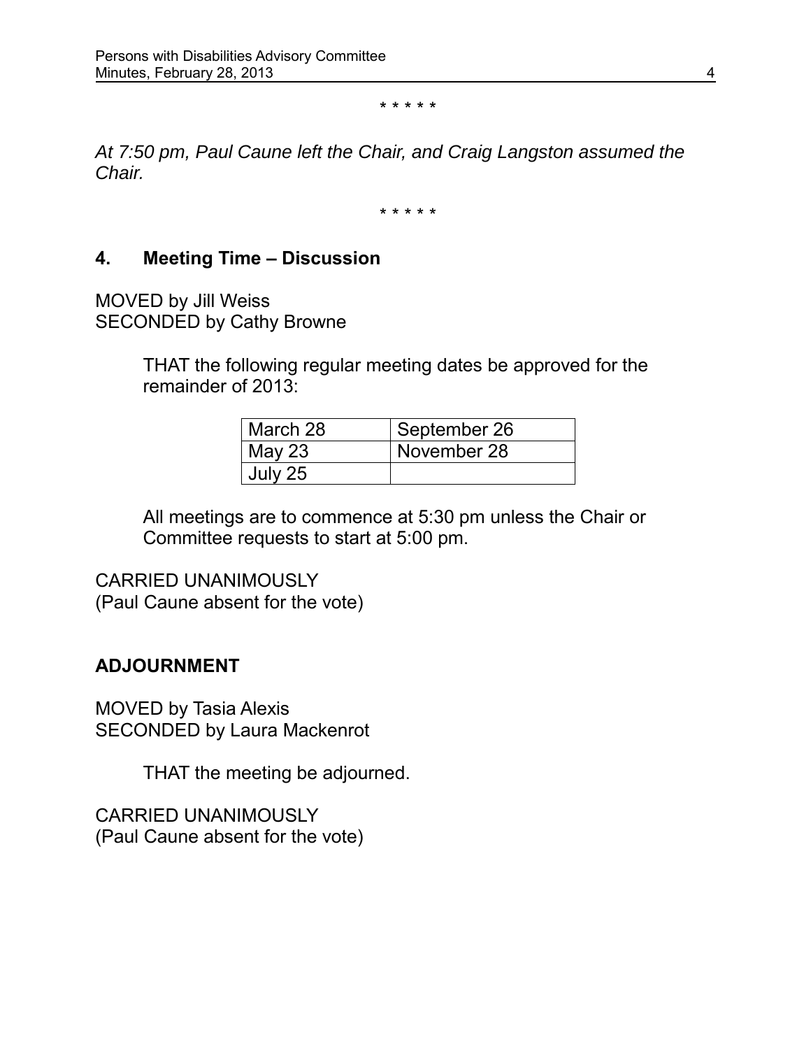\* \* \* \* \*

*At 7:50 pm, Paul Caune left the Chair, and Craig Langston assumed the Chair.*

\* \* \* \* \*

## 4. Meeting Time – Discussion

MOVED by Jill Weiss
SECONDED by Cathy Browne

> THAT the following regular meeting dates be approved for the remainder of 2013:
>
> | | |
> |---|---|
> | March 28 | September 26 |
> | May 23 | November 28 |
> | July 25 | |
>
> All meetings are to commence at 5:30 pm unless the Chair or Committee requests to start at 5:00 pm.

CARRIED UNANIMOUSLY
(Paul Caune absent for the vote)

## ADJOURNMENT

MOVED by Tasia Alexis
SECONDED by Laura Mackenrot

> THAT the meeting be adjourned.

CARRIED UNANIMOUSLY
(Paul Caune absent for the vote)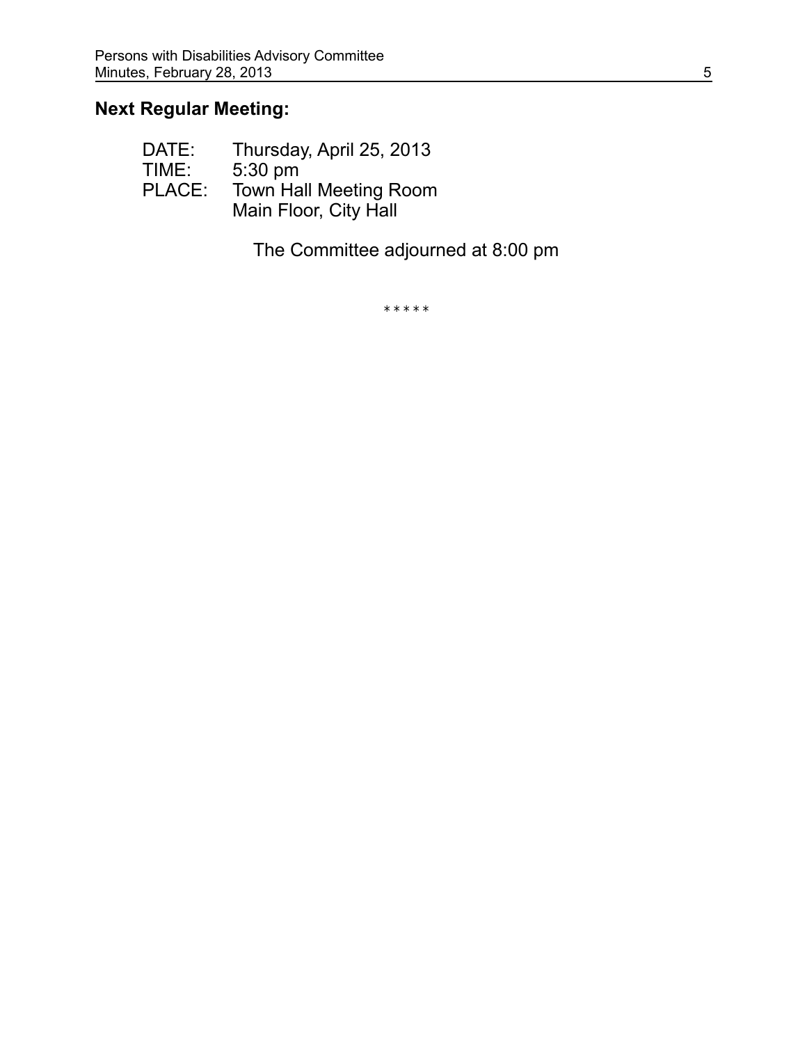## Next Regular Meeting:

DATE: Thursday, April 25, 2013
TIME: 5:30 pm
PLACE: Town Hall Meeting Room
Main Floor, City Hall

The Committee adjourned at 8:00 pm

\* \* \* \* \*